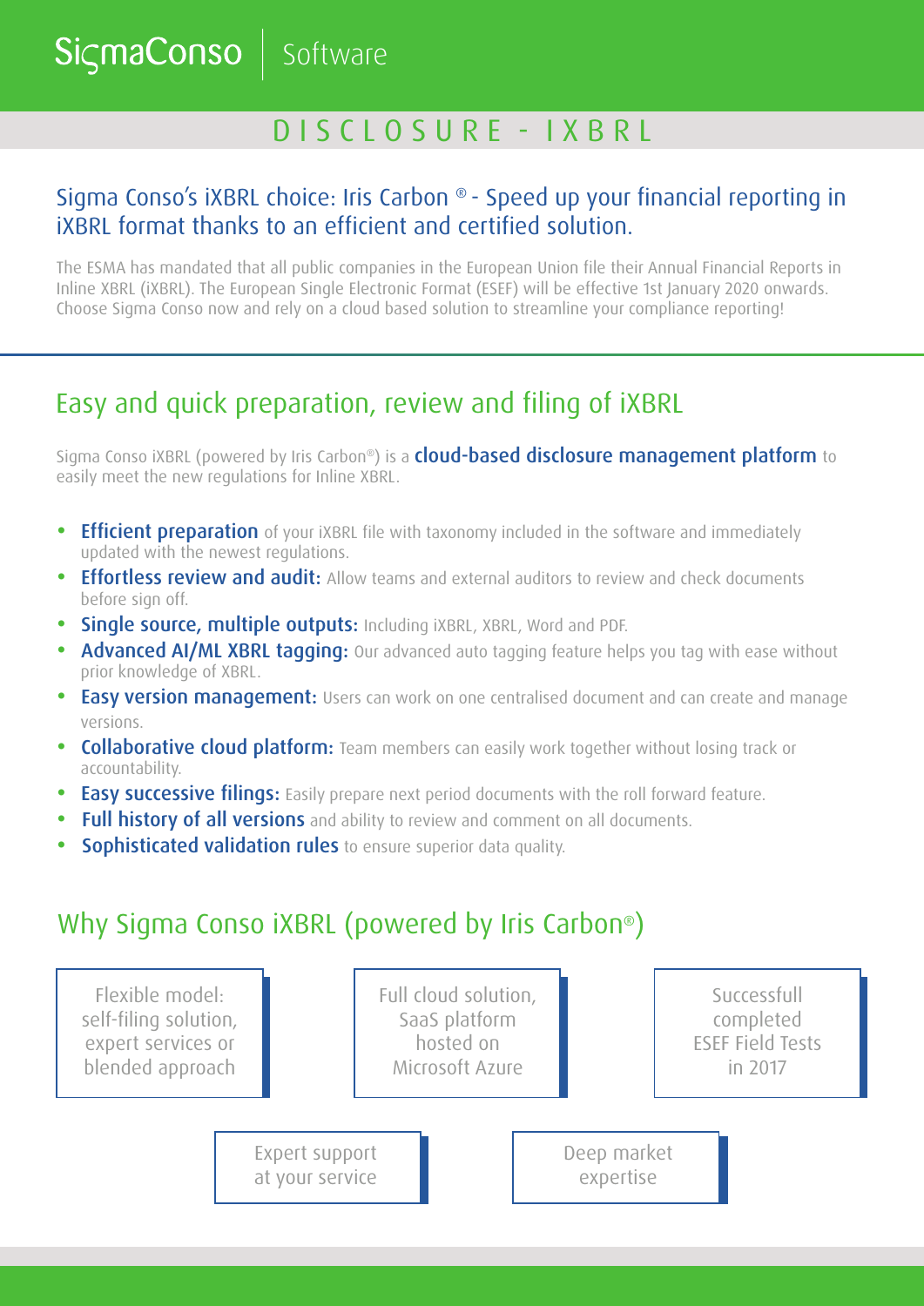SigmaConso | Software

# DISCLOSURE - IXBRL

## Sigma Conso's iXBRL choice: Iris Carbon ® - Speed up your financial reporting in iXBRL format thanks to an efficient and certified solution.

The ESMA has mandated that all public companies in the European Union file their Annual Financial Reports in Inline XBRL (iXBRL). The European Single Electronic Format (ESEF) will be effective 1st January 2020 onwards. Choose Sigma Conso now and rely on a cloud based solution to streamline your compliance reporting!

## Easy and quick preparation, review and filing of iXBRL

Sigma Conso iXBRL (powered by Iris Carbon®) is a **cloud-based disclosure management platform** to easily meet the new regulations for Inline XBRL.

- **Efficient preparation** of your iXBRL file with taxonomy included in the software and immediately updated with the newest regulations.
- **Effortless review and audit:** Allow teams and external auditors to review and check documents before sign off.
- **Single source, multiple outputs:** Including iXBRL, XBRL, Word and PDF.
- **Advanced AI/ML XBRL tagging:** Our advanced auto tagging feature helps you tag with ease without prior knowledge of XBRL.
- **Easy version management:** Users can work on one centralised document and can create and manage versions.
- **Collaborative cloud platform:** Team members can easily work together without losing track or accountability.
- **Easy successive filings:** Easily prepare next period documents with the roll forward feature.
- **Full history of all versions** and ability to review and comment on all documents.
- **Sophisticated validation rules** to ensure superior data quality.

## Why Sigma Conso iXBRL (powered by Iris Carbon®)

- Flexible model: self-filing solution, expert services or blended approach
- Full cloud solution, SaaS platform hosted on Microsoft Azure
- Successfull completed ESEF Field Tests in 2017
- Expert support at your service
- Deep market expertise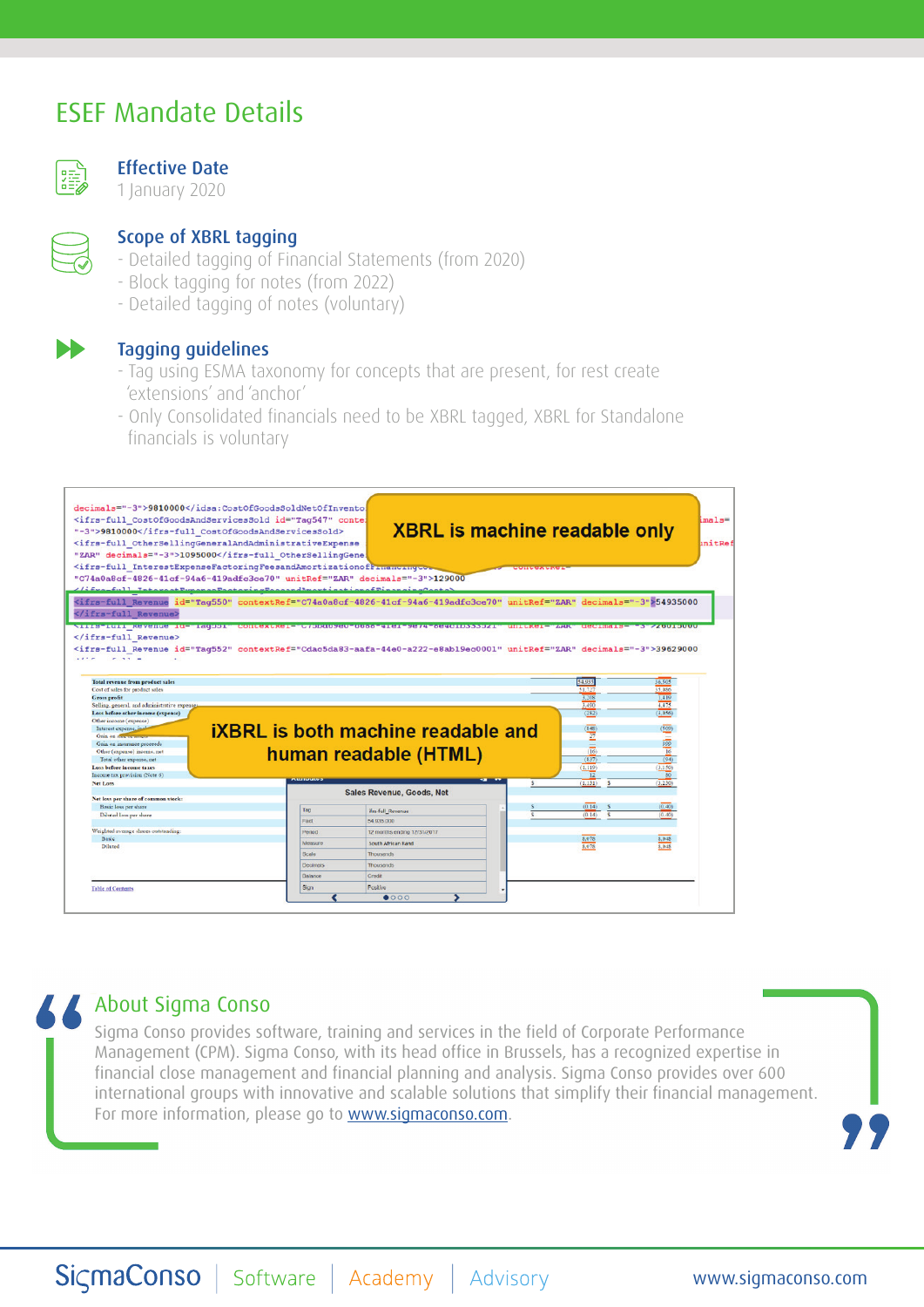## ESEF Mandate Details

### Effective Date

1 January 2020

### Scope of XBRL tagging

- Detailed tagging of Financial Statements (from 2020)
- Block tagging for notes (from 2022)
- Detailed tagging of notes (voluntary)

### Tagging guidelines

- Tag using ESMA taxonomy for concepts that are present, for rest create 'extensions' and 'anchor'
- Only Consolidated financials need to be XBRL tagged, XBRL for Standalone financials is voluntary

XBRL is machine readable only

iXBRL is both machine readable and human readable (HTML)

### About Sigma Conso

Sigma Conso provides software, training and services in the field of Corporate Performance Management (CPM). Sigma Conso, with its head office in Brussels, has a recognized expertise in financial close management and financial planning and analysis. Sigma Conso provides over 600 international groups with innovative and scalable solutions that simplify their financial management. For more information, please go to www.sigmaconso.com.

SigmaConso | Software | Academy | Advisory    www.sigmaconso.com